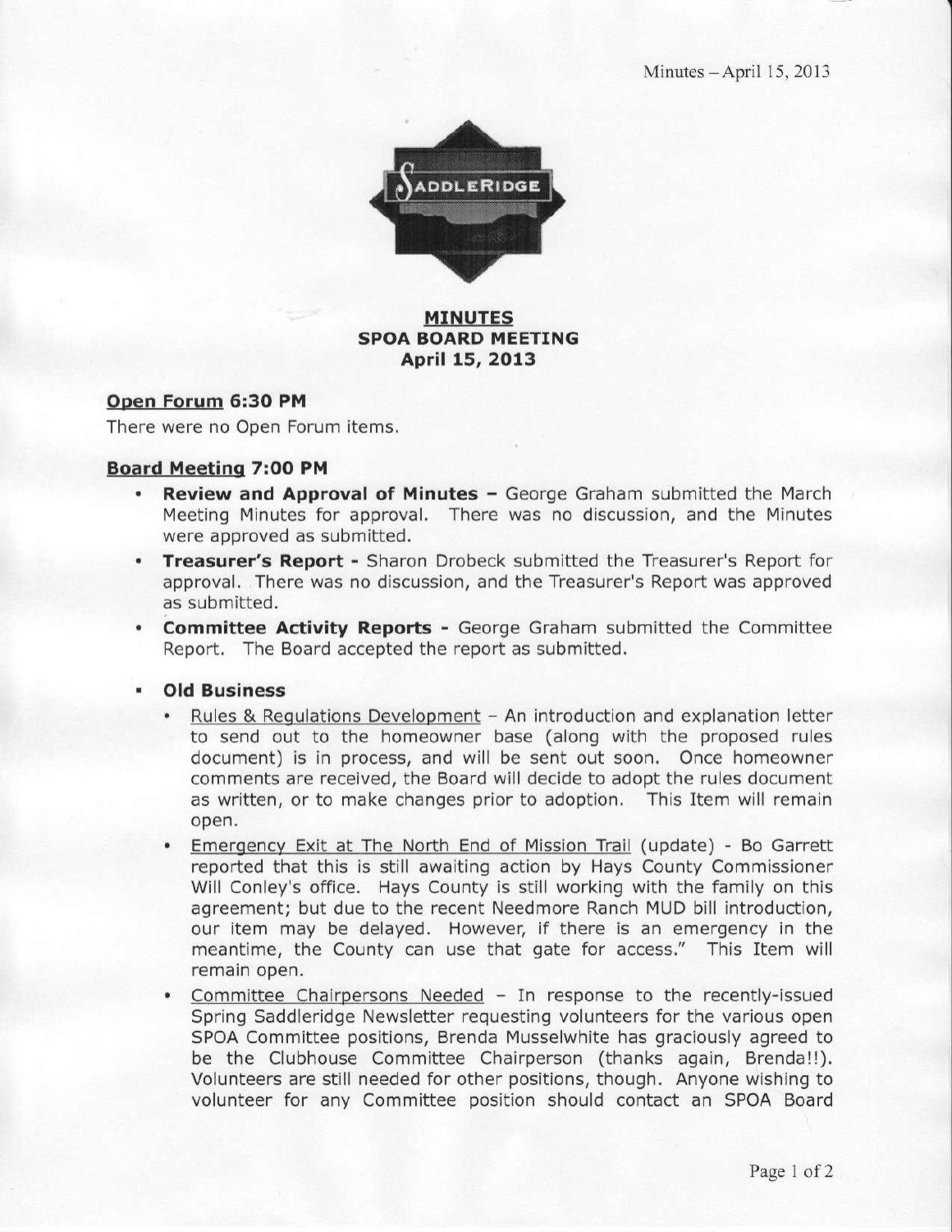**MINUTES**
**SPOA BOARD MEETING**
**April 15, 2013**

## Open Forum 6:30 PM

There were no Open Forum items.

## Board Meeting 7:00 PM

- **Review and Approval of Minutes –** George Graham submitted the March Meeting Minutes for approval. There was no discussion, and the Minutes were approved as submitted.
- **Treasurer's Report -** Sharon Drobeck submitted the Treasurer's Report for approval. There was no discussion, and the Treasurer's Report was approved as submitted.
- **Committee Activity Reports -** George Graham submitted the Committee Report. The Board accepted the report as submitted.
- **Old Business**
  - Rules & Regulations Development – An introduction and explanation letter to send out to the homeowner base (along with the proposed rules document) is in process, and will be sent out soon. Once homeowner comments are received, the Board will decide to adopt the rules document as written, or to make changes prior to adoption. This Item will remain open.
  - Emergency Exit at The North End of Mission Trail (update) - Bo Garrett reported that this is still awaiting action by Hays County Commissioner Will Conley's office. Hays County is still working with the family on this agreement; but due to the recent Needmore Ranch MUD bill introduction, our item may be delayed. However, if there is an emergency in the meantime, the County can use that gate for access." This Item will remain open.
  - Committee Chairpersons Needed – In response to the recently-issued Spring Saddleridge Newsletter requesting volunteers for the various open SPOA Committee positions, Brenda Musselwhite has graciously agreed to be the Clubhouse Committee Chairperson (thanks again, Brenda!!). Volunteers are still needed for other positions, though. Anyone wishing to volunteer for any Committee position should contact an SPOA Board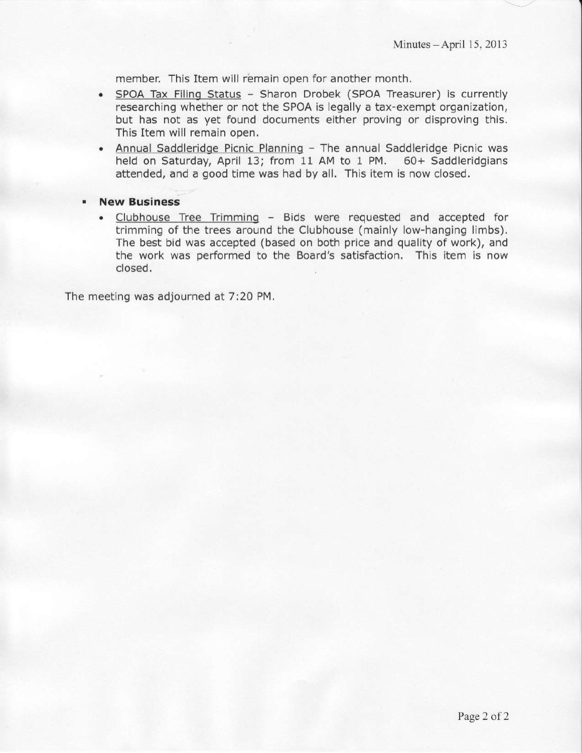member. This Item will remain open for another month.

- SPOA Tax Filing Status – Sharon Drobek (SPOA Treasurer) is currently researching whether or not the SPOA is legally a tax-exempt organization, but has not as yet found documents either proving or disproving this. This Item will remain open.
- Annual Saddleridge Picnic Planning – The annual Saddleridge Picnic was held on Saturday, April 13; from 11 AM to 1 PM. 60+ Saddleridgians attended, and a good time was had by all. This item is now closed.

- **New Business**
  - Clubhouse Tree Trimming – Bids were requested and accepted for trimming of the trees around the Clubhouse (mainly low-hanging limbs). The best bid was accepted (based on both price and quality of work), and the work was performed to the Board's satisfaction. This item is now closed.

The meeting was adjourned at 7:20 PM.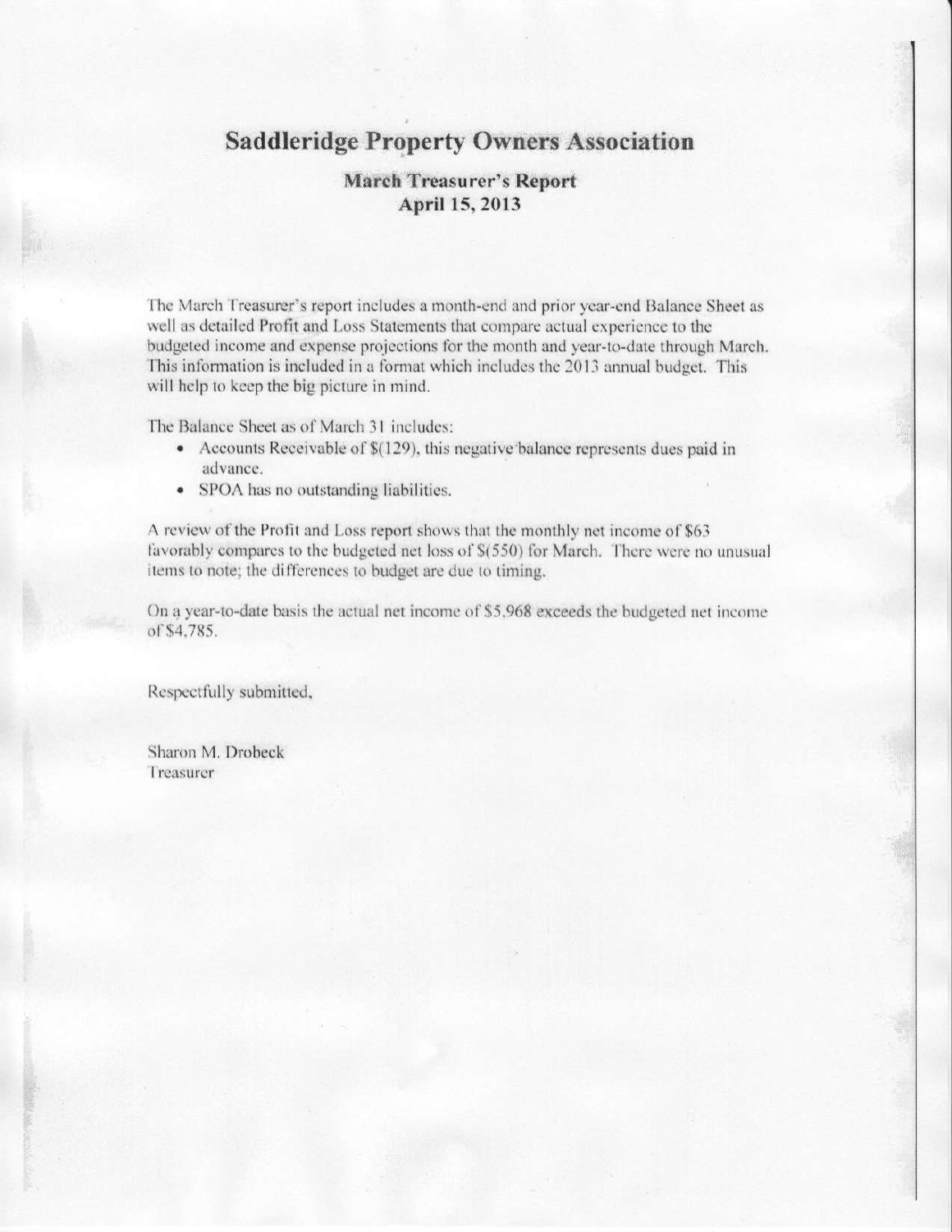# Saddleridge Property Owners Association

## March Treasurer's Report
## April 15, 2013

The March Treasurer's report includes a month-end and prior year-end Balance Sheet as well as detailed Profit and Loss Statements that compare actual experience to the budgeted income and expense projections for the month and year-to-date through March. This information is included in a format which includes the 2013 annual budget. This will help to keep the big picture in mind.

The Balance Sheet as of March 31 includes:

- Accounts Receivable of $(129), this negative balance represents dues paid in advance.
- SPOA has no outstanding liabilities.

A review of the Profit and Loss report shows that the monthly net income of $63 favorably compares to the budgeted net loss of $(550) for March. There were no unusual items to note; the differences to budget are due to timing.

On a year-to-date basis the actual net income of $5,968 exceeds the budgeted net income of $4,785.

Respectfully submitted,

Sharon M. Drobeck
Treasurer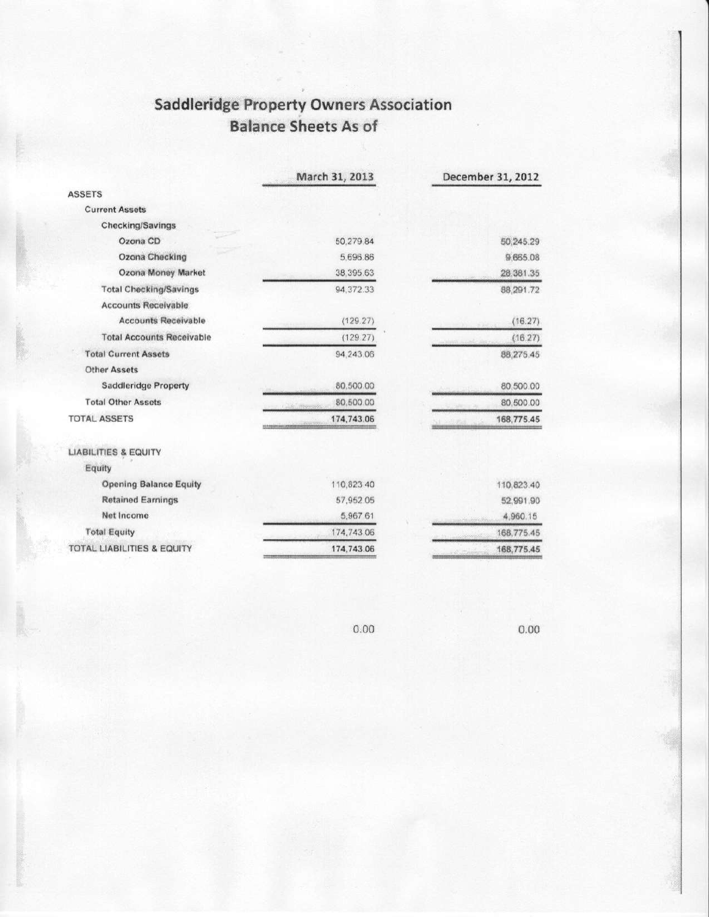# Saddleridge Property Owners Association

## Balance Sheets As of

| | March 31, 2013 | December 31, 2012 |
|---|---|---|
| **ASSETS** | | |
| Current Assets | | |
| Checking/Savings | | |
| Ozona CD | 50,279.84 | 50,245.29 |
| Ozona Checking | 5,696.86 | 9,665.08 |
| Ozona Money Market | 38,395.63 | 28,381.35 |
| Total Checking/Savings | 94,372.33 | 88,291.72 |
| Accounts Receivable | | |
| Accounts Receivable | (129.27) | (16.27) |
| Total Accounts Receivable | (129.27) | (16.27) |
| Total Current Assets | 94,243.06 | 88,275.45 |
| Other Assets | | |
| Saddleridge Property | 80,500.00 | 80,500.00 |
| Total Other Assets | 80,500.00 | 80,500.00 |
| TOTAL ASSETS | 174,743.06 | 168,775.45 |
| | | |
| **LIABILITIES & EQUITY** | | |
| Equity | | |
| Opening Balance Equity | 110,823.40 | 110,823.40 |
| Retained Earnings | 57,952.05 | 52,991.90 |
| Net Income | 5,967.61 | 4,960.15 |
| Total Equity | 174,743.06 | 168,775.45 |
| TOTAL LIABILITIES & EQUITY | 174,743.06 | 168,775.45 |
| | | |
| | 0.00 | 0.00 |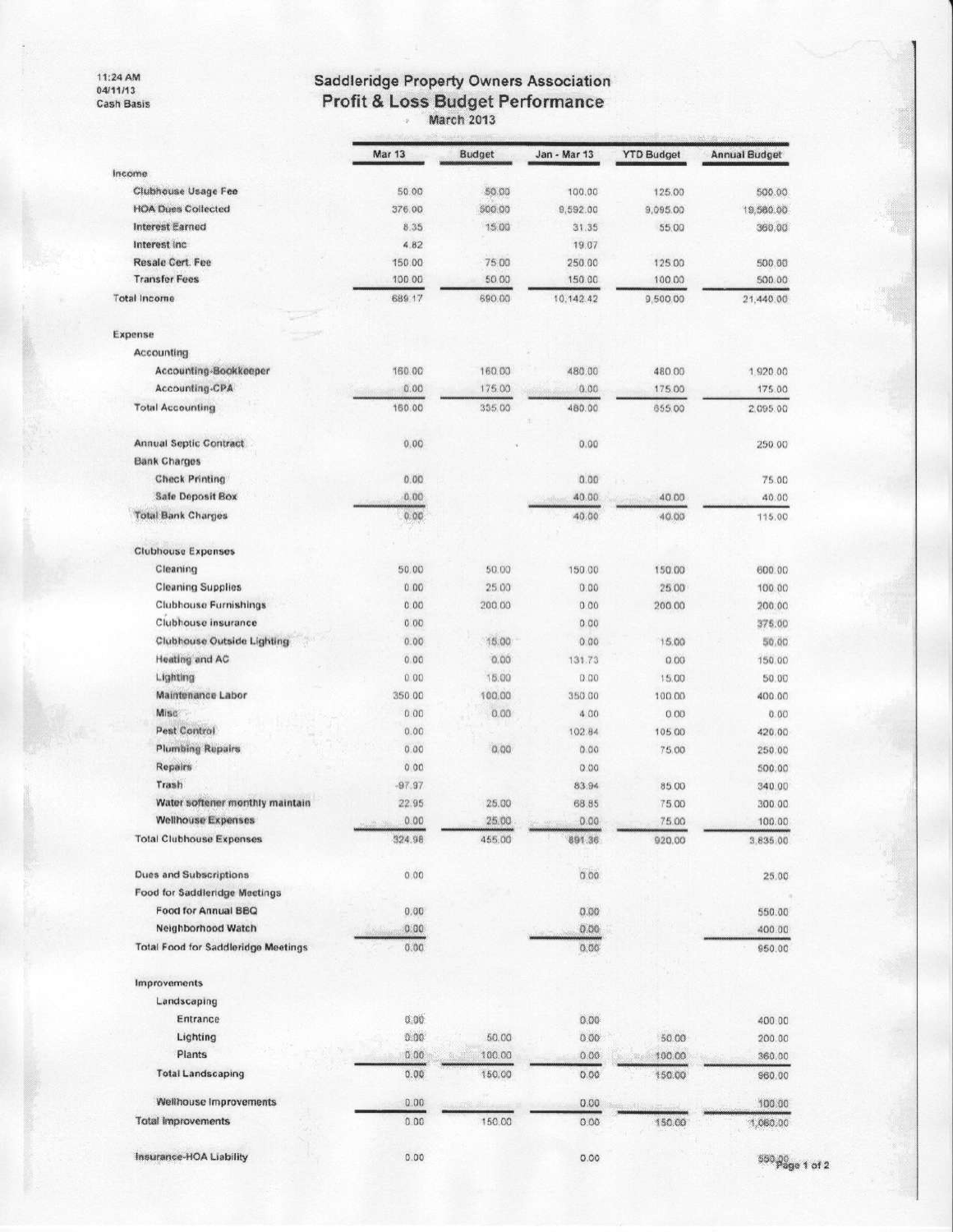11:24 AM
04/11/13
Cash Basis

# Saddleridge Property Owners Association
## Profit & Loss Budget Performance
March 2013

| | Mar 13 | Budget | Jan - Mar 13 | YTD Budget | Annual Budget |
|---|---|---|---|---|---|
| **Income** | | | | | |
| Clubhouse Usage Fee | 50.00 | 50.00 | 100.00 | 125.00 | 500.00 |
| HOA Dues Collected | 376.00 | 500.00 | 9,592.00 | 9,095.00 | 19,580.00 |
| Interest Earned | 8.35 | 15.00 | 31.35 | 55.00 | 360.00 |
| Interest Inc | 4.82 | | 19.07 | | |
| Resale Cert. Fee | 150.00 | 75.00 | 250.00 | 125.00 | 500.00 |
| Transfer Fees | 100.00 | 50.00 | 150.00 | 100.00 | 500.00 |
| **Total Income** | 689.17 | 690.00 | 10,142.42 | 9,500.00 | 21,440.00 |
| **Expense** | | | | | |
| Accounting | | | | | |
| Accounting-Bookkeeper | 160.00 | 160.00 | 480.00 | 480.00 | 1,920.00 |
| Accounting-CPA | 0.00 | 175.00 | 0.00 | 175.00 | 175.00 |
| Total Accounting | 160.00 | 335.00 | 480.00 | 655.00 | 2,095.00 |
| Annual Septic Contract | 0.00 | | 0.00 | | 250.00 |
| Bank Charges | | | | | |
| Check Printing | 0.00 | | 0.00 | | 75.00 |
| Safe Deposit Box | 0.00 | | 40.00 | 40.00 | 40.00 |
| Total Bank Charges | 0.00 | | 40.00 | 40.00 | 115.00 |
| Clubhouse Expenses | | | | | |
| Cleaning | 50.00 | 50.00 | 150.00 | 150.00 | 600.00 |
| Cleaning Supplies | 0.00 | 25.00 | 0.00 | 25.00 | 100.00 |
| Clubhouse Furnishings | 0.00 | 200.00 | 0.00 | 200.00 | 200.00 |
| Clubhouse insurance | 0.00 | | 0.00 | | 375.00 |
| Clubhouse Outside Lighting | 0.00 | 15.00 | 0.00 | 15.00 | 50.00 |
| Heating and AC | 0.00 | 0.00 | 131.73 | 0.00 | 150.00 |
| Lighting | 0.00 | 15.00 | 0.00 | 15.00 | 50.00 |
| Maintenance Labor | 350.00 | 100.00 | 350.00 | 100.00 | 400.00 |
| Misc | 0.00 | 0.00 | 4.00 | 0.00 | 0.00 |
| Pest Control | 0.00 | | 102.84 | 105.00 | 420.00 |
| Plumbing Repairs | 0.00 | 0.00 | 0.00 | 75.00 | 250.00 |
| Repairs | 0.00 | | 0.00 | | 500.00 |
| Trash | -97.97 | | 83.94 | 85.00 | 340.00 |
| Water softener monthly maintain | 22.95 | 25.00 | 68.85 | 75.00 | 300.00 |
| Wellhouse Expenses | 0.00 | 25.00 | 0.00 | 75.00 | 100.00 |
| Total Clubhouse Expenses | 324.98 | 455.00 | 891.36 | 920.00 | 3,835.00 |
| Dues and Subscriptions | 0.00 | | 0.00 | | 25.00 |
| Food for Saddleridge Meetings | | | | | |
| Food for Annual BBQ | 0.00 | | 0.00 | | 550.00 |
| Neighborhood Watch | 0.00 | | 0.00 | | 400.00 |
| Total Food for Saddleridge Meetings | 0.00 | | 0.00 | | 950.00 |
| Improvements | | | | | |
| Landscaping | | | | | |
| Entrance | 0.00 | | 0.00 | | 400.00 |
| Lighting | 0.00 | 50.00 | 0.00 | 50.00 | 200.00 |
| Plants | 0.00 | 100.00 | 0.00 | 100.00 | 360.00 |
| Total Landscaping | 0.00 | 150.00 | 0.00 | 150.00 | 960.00 |
| Wellhouse Improvements | 0.00 | | 0.00 | | 100.00 |
| Total Improvements | 0.00 | 150.00 | 0.00 | 150.00 | 1,060.00 |
| Insurance-HOA Liability | 0.00 | | 0.00 | | 550.00 |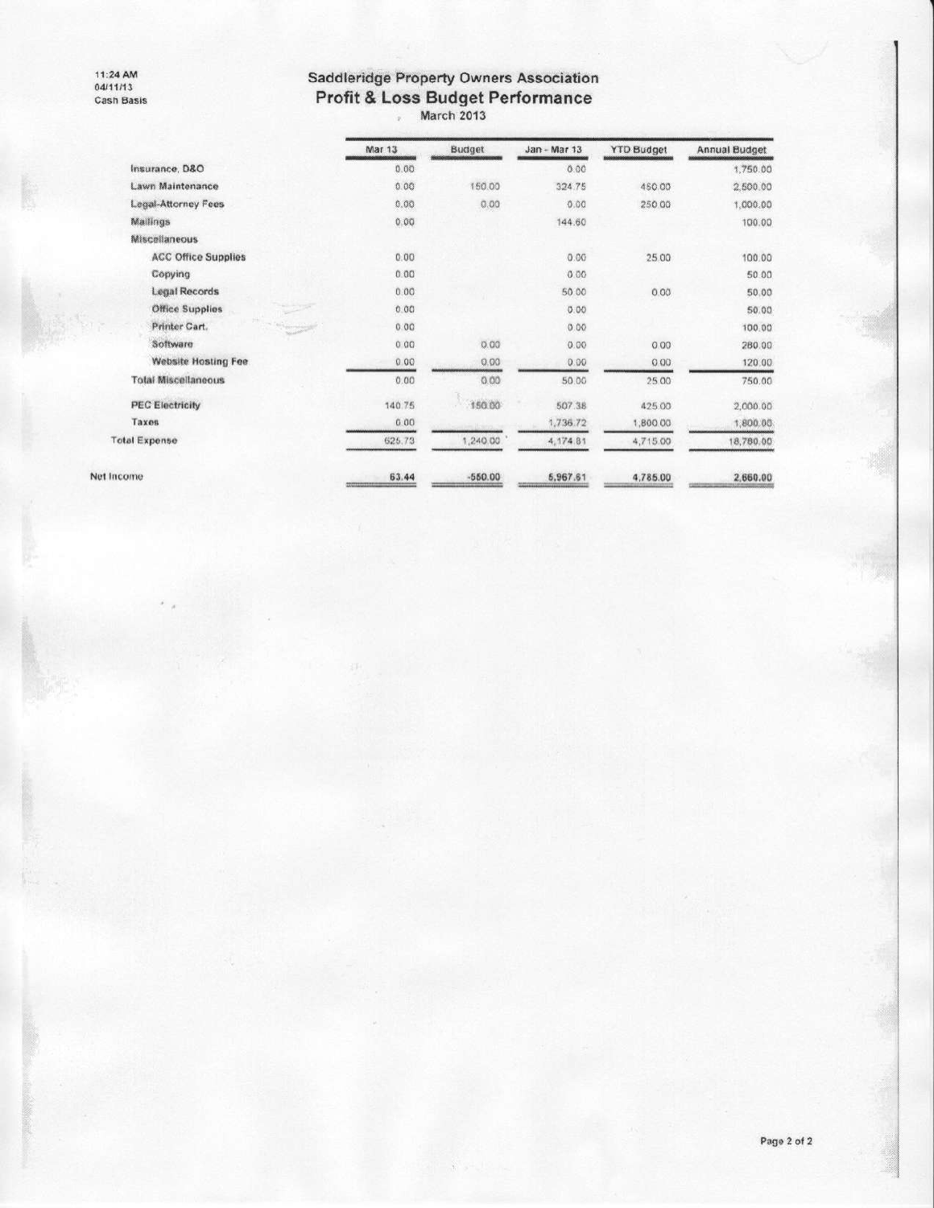11:24 AM
04/11/13
Cash Basis

# Saddleridge Property Owners Association
## Profit & Loss Budget Performance
March 2013

| | Mar 13 | Budget | Jan - Mar 13 | YTD Budget | Annual Budget |
|---|---|---|---|---|---|
| Insurance, D&O | 0.00 | | 0.00 | | 1,750.00 |
| Lawn Maintenance | 0.00 | 150.00 | 324.75 | 450.00 | 2,500.00 |
| Legal-Attorney Fees | 0.00 | 0.00 | 0.00 | 250.00 | 1,000.00 |
| Mailings | 0.00 | | 144.60 | | 100.00 |
| Miscellaneous | | | | | |
| ACC Office Supplies | 0.00 | | 0.00 | 25.00 | 100.00 |
| Copying | 0.00 | | 0.00 | | 50.00 |
| Legal Records | 0.00 | | 50.00 | 0.00 | 50.00 |
| Office Supplies | 0.00 | | 0.00 | | 50.00 |
| Printer Cart. | 0.00 | | 0.00 | | 100.00 |
| Software | 0.00 | 0.00 | 0.00 | 0.00 | 280.00 |
| Website Hosting Fee | 0.00 | 0.00 | 0.00 | 0.00 | 120.00 |
| Total Miscellaneous | 0.00 | 0.00 | 50.00 | 25.00 | 750.00 |
| PEC Electricity | 140.75 | 150.00 | 507.38 | 425.00 | 2,000.00 |
| Taxes | 0.00 | | 1,736.72 | 1,800.00 | 1,800.00 |
| Total Expense | 625.73 | 1,240.00 | 4,174.81 | 4,715.00 | 18,780.00 |
| Net Income | 63.44 | -550.00 | 5,967.61 | 4,785.00 | 2,660.00 |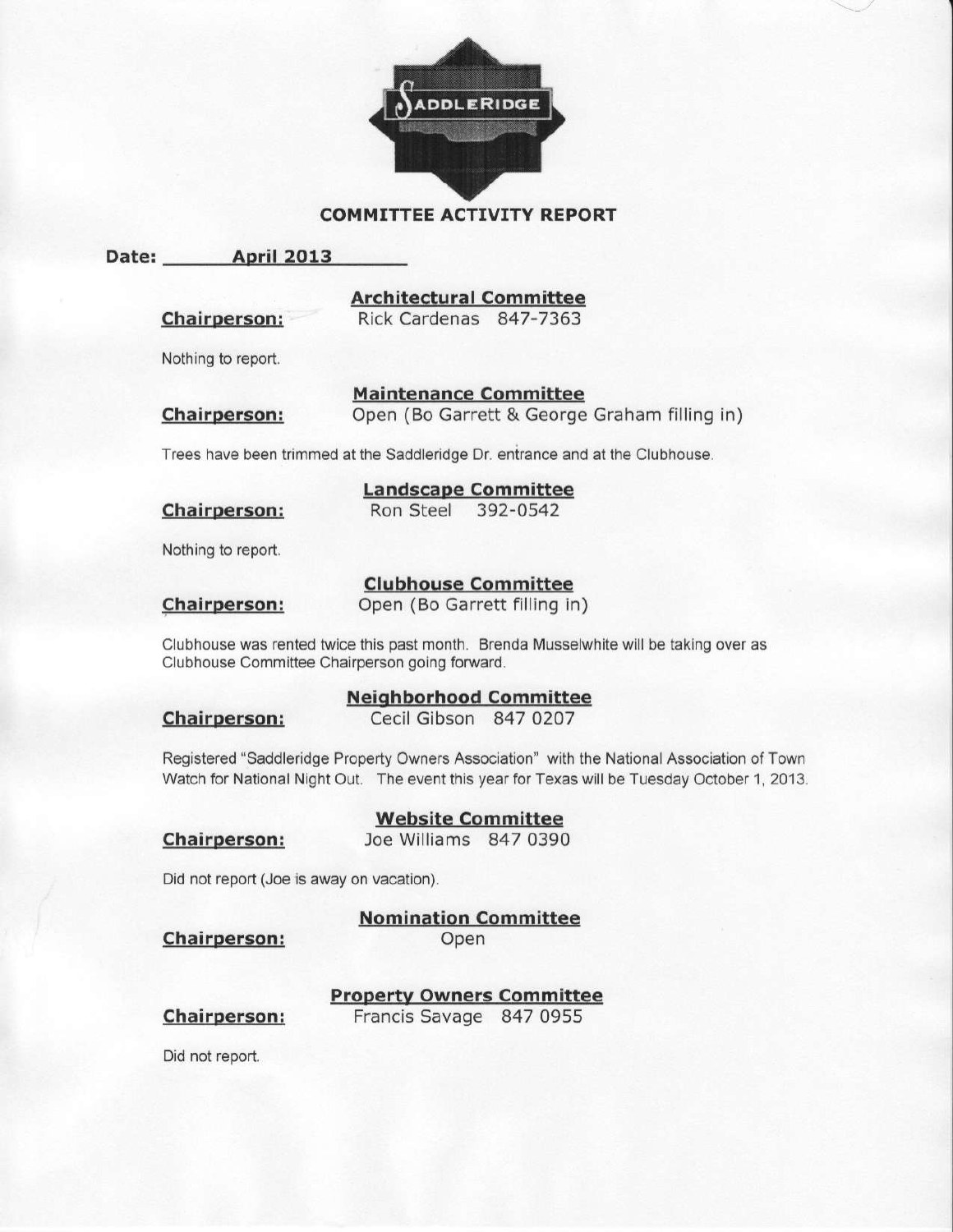SADDLERIDGE

# COMMITTEE ACTIVITY REPORT

**Date:** **April 2013**

## Architectural Committee

**Chairperson:** Rick Cardenas 847-7363

Nothing to report.

## Maintenance Committee

**Chairperson:** Open (Bo Garrett & George Graham filling in)

Trees have been trimmed at the Saddleridge Dr. entrance and at the Clubhouse.

## Landscape Committee

**Chairperson:** Ron Steel 392-0542

Nothing to report.

## Clubhouse Committee

**Chairperson:** Open (Bo Garrett filling in)

Clubhouse was rented twice this past month. Brenda Musselwhite will be taking over as Clubhouse Committee Chairperson going forward.

## Neighborhood Committee

**Chairperson:** Cecil Gibson 847 0207

Registered "Saddleridge Property Owners Association" with the National Association of Town Watch for National Night Out. The event this year for Texas will be Tuesday October 1, 2013.

## Website Committee

**Chairperson:** Joe Williams 847 0390

Did not report (Joe is away on vacation).

## Nomination Committee

**Chairperson:** Open

## Property Owners Committee

**Chairperson:** Francis Savage 847 0955

Did not report.